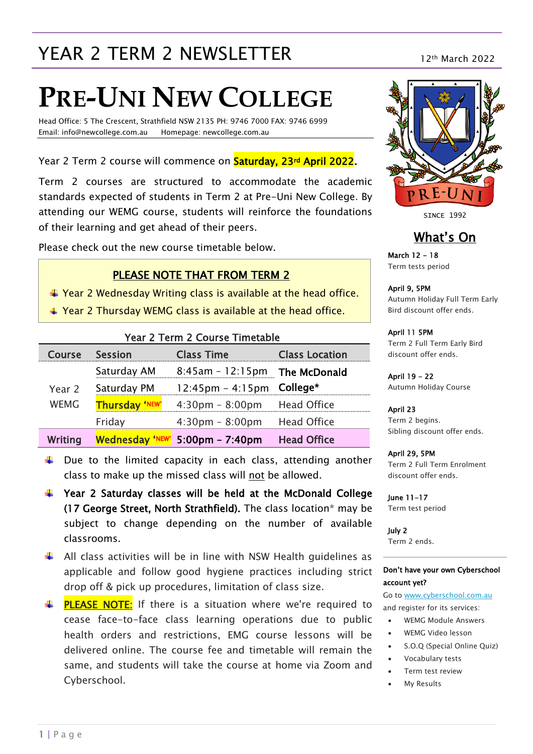# YEAR 2 TERM 2 NEWSLETTER

12th March 2022

# PRE-UNI NEW COLLEGE

Head Office: 5 The Crescent, Strathfield NSW 2135 PH: 9746 7000 FAX: 9746 6999
Email: info@newcollege.com.au Homepage: newcollege.com.au

Year 2 Term 2 course will commence on **Saturday, 23rd April 2022**.

Term 2 courses are structured to accommodate the academic standards expected of students in Term 2 at Pre-Uni New College. By attending our WEMG course, students will reinforce the foundations of their learning and get ahead of their peers.

Please check out the new course timetable below.

**PLEASE NOTE THAT FROM TERM 2**

- Year 2 Wednesday Writing class is available at the head office.
- Year 2 Thursday WEMG class is available at the head office.

**Year 2 Term 2 Course Timetable**

| Course | Session | Class Time | Class Location |
|---|---|---|---|
| Year 2 WEMG | Saturday AM | 8:45am – 12:15pm | **The McDonald College*** |
| | Saturday PM | 12:45pm – 4:15pm | |
| | **Thursday 'NEW'** | 4:30pm – 8:00pm | Head Office |
| | Friday | 4:30pm – 8:00pm | Head Office |
| **Writing** | **Wednesday 'NEW'** | **5:00pm – 7:40pm** | **Head Office** |

- Due to the limited capacity in each class, attending another class to make up the missed class will not be allowed.
- **Year 2 Saturday classes will be held at the McDonald College (17 George Street, North Strathfield).** The class location* may be subject to change depending on the number of available classrooms.
- All class activities will be in line with NSW Health guidelines as applicable and follow good hygiene practices including strict drop off & pick up procedures, limitation of class size.
- **PLEASE NOTE:** If there is a situation where we're required to cease face-to-face class learning operations due to public health orders and restrictions, EMG course lessons will be delivered online. The course fee and timetable will remain the same, and students will take the course at home via Zoom and Cyberschool.

SINCE 1992

## What's On

**March 12 – 18**
Term tests period

**April 9, 5PM**
Autumn Holiday Full Term Early Bird discount offer ends.

**April 11 5PM**
Term 2 Full Term Early Bird discount offer ends.

**April 19 – 22**
Autumn Holiday Course

**April 23**
Term 2 begins.
Sibling discount offer ends.

**April 29, 5PM**
Term 2 Full Term Enrolment discount offer ends.

**June 11–17**
Term test period

**July 2**
Term 2 ends.

**Don't have your own Cyberschool account yet?**

Go to www.cyberschool.com.au and register for its services:

- WEMG Module Answers
- WEMG Video lesson
- S.O.Q (Special Online Quiz)
- Vocabulary tests
- Term test review
- My Results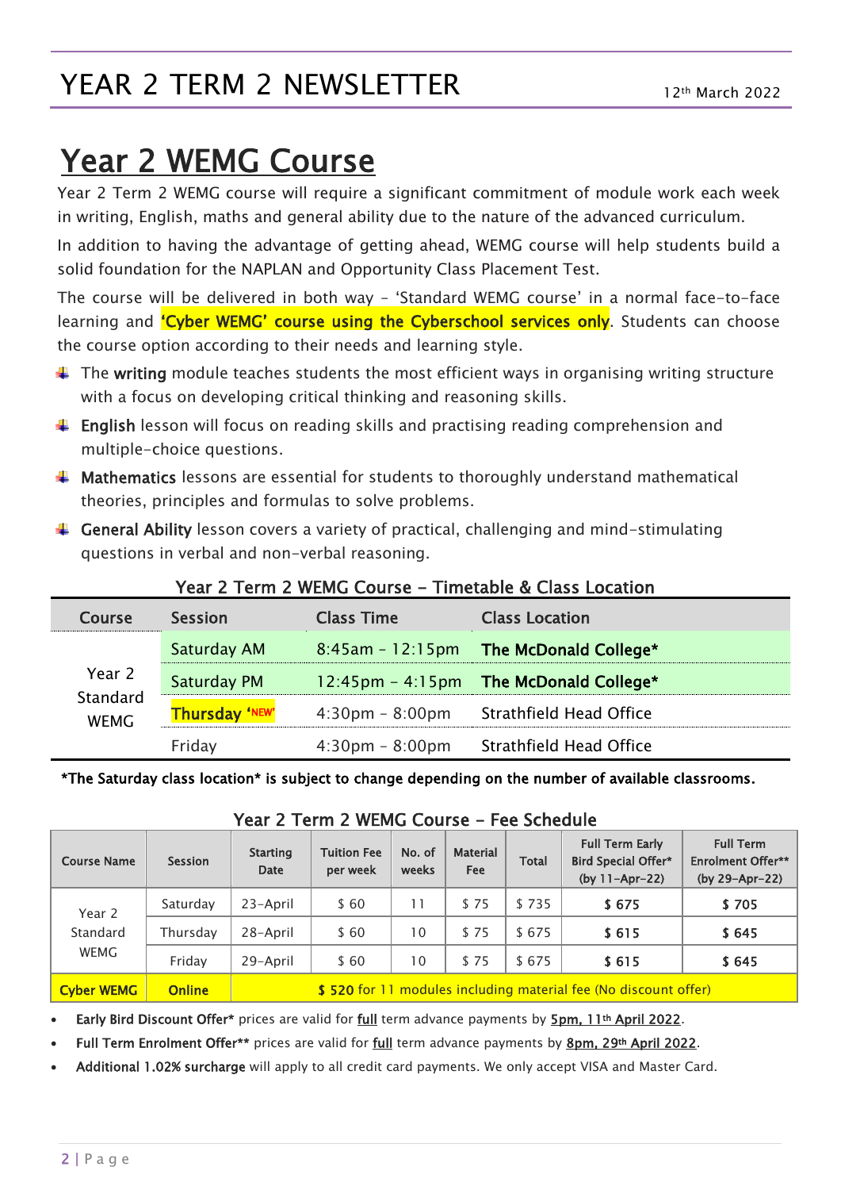# YEAR 2 TERM 2 NEWSLETTER

12th March 2022

## Year 2 WEMG Course

Year 2 Term 2 WEMG course will require a significant commitment of module work each week in writing, English, maths and general ability due to the nature of the advanced curriculum.

In addition to having the advantage of getting ahead, WEMG course will help students build a solid foundation for the NAPLAN and Opportunity Class Placement Test.

The course will be delivered in both way – 'Standard WEMG course' in a normal face-to-face learning and **'Cyber WEMG' course using the Cyberschool services only**. Students can choose the course option according to their needs and learning style.

- The **writing** module teaches students the most efficient ways in organising writing structure with a focus on developing critical thinking and reasoning skills.
- **English** lesson will focus on reading skills and practising reading comprehension and multiple-choice questions.
- **Mathematics** lessons are essential for students to thoroughly understand mathematical theories, principles and formulas to solve problems.
- **General Ability** lesson covers a variety of practical, challenging and mind-stimulating questions in verbal and non-verbal reasoning.

### Year 2 Term 2 WEMG Course – Timetable & Class Location

| Course | Session | Class Time | Class Location |
|---|---|---|---|
| Year 2 Standard WEMG | Saturday AM | 8:45am – 12:15pm | **The McDonald College*** |
| | Saturday PM | 12:45pm – 4:15pm | **The McDonald College*** |
| | **Thursday** 'NEW' | 4:30pm – 8:00pm | Strathfield Head Office |
| | Friday | 4:30pm – 8:00pm | Strathfield Head Office |

***The Saturday class location* is subject to change depending on the number of available classrooms.**

### Year 2 Term 2 WEMG Course – Fee Schedule

| Course Name | Session | Starting Date | Tuition Fee per week | No. of weeks | Material Fee | Total | Full Term Early Bird Special Offer* (by 11-Apr-22) | Full Term Enrolment Offer** (by 29-Apr-22) |
|---|---|---|---|---|---|---|---|---|
| Year 2 Standard WEMG | Saturday | 23-April | $ 60 | 11 | $ 75 | $ 735 | **$ 675** | **$ 705** |
| | Thursday | 28-April | $ 60 | 10 | $ 75 | $ 675 | **$ 615** | **$ 645** |
| | Friday | 29-April | $ 60 | 10 | $ 75 | $ 675 | **$ 615** | **$ 645** |
| **Cyber WEMG** | **Online** | **$ 520** for 11 modules including material fee (No discount offer) | | | | | | |

- **Early Bird Discount Offer*** prices are valid for full term advance payments by 5pm, 11th April 2022.
- **Full Term Enrolment Offer**** prices are valid for full term advance payments by 8pm, 29th April 2022.
- **Additional 1.02% surcharge** will apply to all credit card payments. We only accept VISA and Master Card.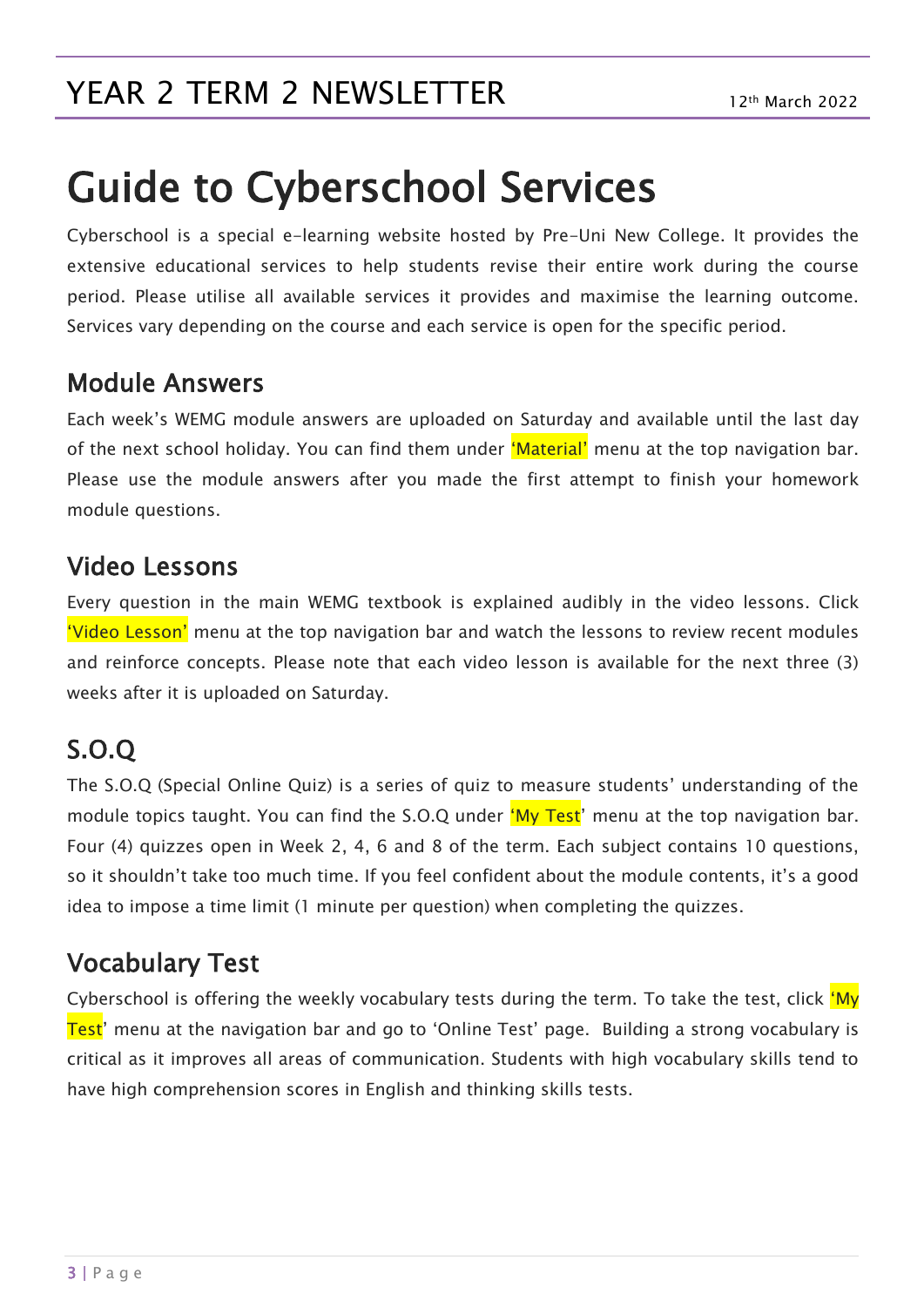# Guide to Cyberschool Services

Cyberschool is a special e-learning website hosted by Pre-Uni New College. It provides the extensive educational services to help students revise their entire work during the course period. Please utilise all available services it provides and maximise the learning outcome. Services vary depending on the course and each service is open for the specific period.

## Module Answers

Each week's WEMG module answers are uploaded on Saturday and available until the last day of the next school holiday. You can find them under 'Material' menu at the top navigation bar. Please use the module answers after you made the first attempt to finish your homework module questions.

## Video Lessons

Every question in the main WEMG textbook is explained audibly in the video lessons. Click 'Video Lesson' menu at the top navigation bar and watch the lessons to review recent modules and reinforce concepts. Please note that each video lesson is available for the next three (3) weeks after it is uploaded on Saturday.

## S.O.Q

The S.O.Q (Special Online Quiz) is a series of quiz to measure students' understanding of the module topics taught. You can find the S.O.Q under 'My Test' menu at the top navigation bar. Four (4) quizzes open in Week 2, 4, 6 and 8 of the term. Each subject contains 10 questions, so it shouldn't take too much time. If you feel confident about the module contents, it's a good idea to impose a time limit (1 minute per question) when completing the quizzes.

## Vocabulary Test

Cyberschool is offering the weekly vocabulary tests during the term. To take the test, click 'My Test' menu at the navigation bar and go to 'Online Test' page. Building a strong vocabulary is critical as it improves all areas of communication. Students with high vocabulary skills tend to have high comprehension scores in English and thinking skills tests.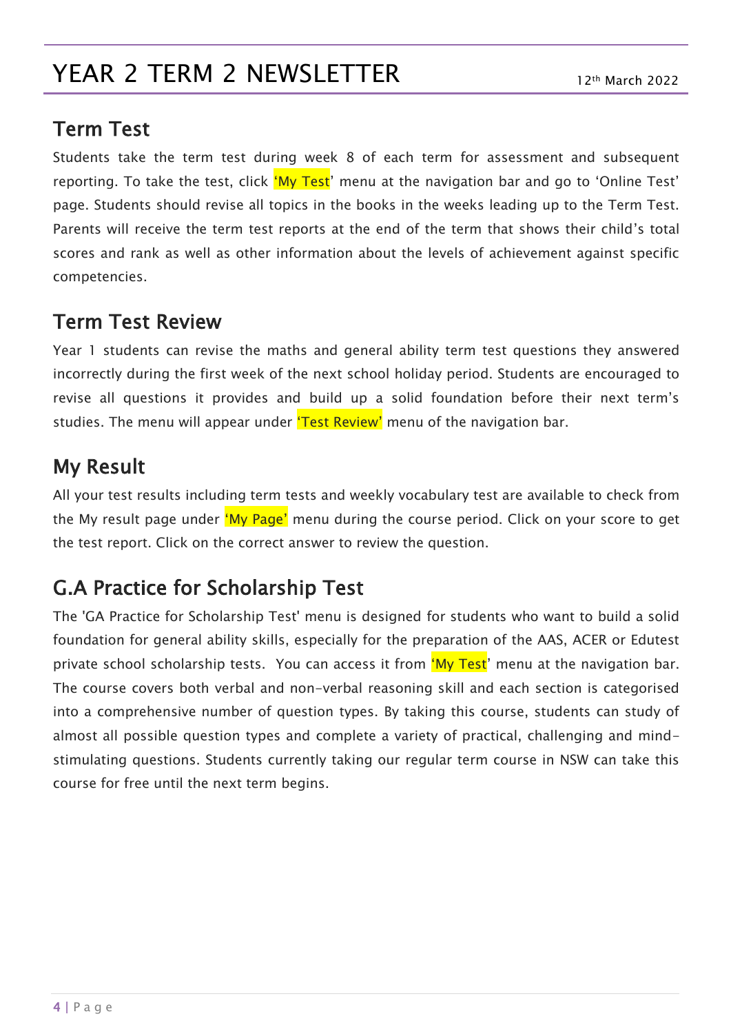# YEAR 2 TERM 2 NEWSLETTER

12th March 2022

## Term Test

Students take the term test during week 8 of each term for assessment and subsequent reporting. To take the test, click 'My Test' menu at the navigation bar and go to 'Online Test' page. Students should revise all topics in the books in the weeks leading up to the Term Test. Parents will receive the term test reports at the end of the term that shows their child's total scores and rank as well as other information about the levels of achievement against specific competencies.

## Term Test Review

Year 1 students can revise the maths and general ability term test questions they answered incorrectly during the first week of the next school holiday period. Students are encouraged to revise all questions it provides and build up a solid foundation before their next term's studies. The menu will appear under 'Test Review' menu of the navigation bar.

## My Result

All your test results including term tests and weekly vocabulary test are available to check from the My result page under 'My Page' menu during the course period. Click on your score to get the test report. Click on the correct answer to review the question.

## G.A Practice for Scholarship Test

The 'GA Practice for Scholarship Test' menu is designed for students who want to build a solid foundation for general ability skills, especially for the preparation of the AAS, ACER or Edutest private school scholarship tests. You can access it from 'My Test' menu at the navigation bar. The course covers both verbal and non-verbal reasoning skill and each section is categorised into a comprehensive number of question types. By taking this course, students can study of almost all possible question types and complete a variety of practical, challenging and mind-stimulating questions. Students currently taking our regular term course in NSW can take this course for free until the next term begins.